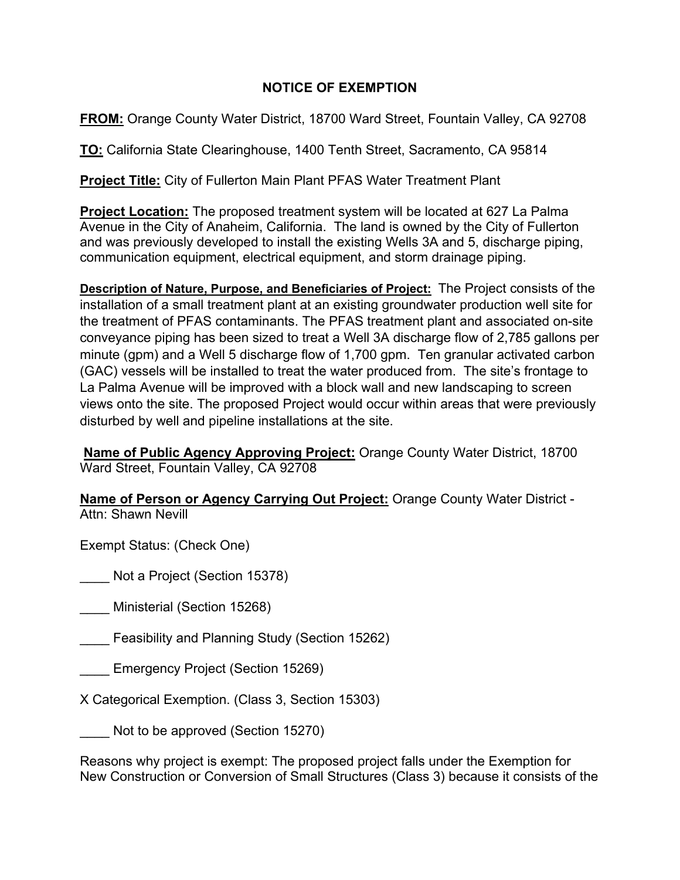# NOTICE OF EXEMPTION

**FROM:** Orange County Water District, 18700 Ward Street, Fountain Valley, CA 92708

**TO:** California State Clearinghouse, 1400 Tenth Street, Sacramento, CA 95814

**Project Title:** City of Fullerton Main Plant PFAS Water Treatment Plant

**Project Location:** The proposed treatment system will be located at 627 La Palma Avenue in the City of Anaheim, California. The land is owned by the City of Fullerton and was previously developed to install the existing Wells 3A and 5, discharge piping, communication equipment, electrical equipment, and storm drainage piping.

**Description of Nature, Purpose, and Beneficiaries of Project:** The Project consists of the installation of a small treatment plant at an existing groundwater production well site for the treatment of PFAS contaminants. The PFAS treatment plant and associated on-site conveyance piping has been sized to treat a Well 3A discharge flow of 2,785 gallons per minute (gpm) and a Well 5 discharge flow of 1,700 gpm. Ten granular activated carbon (GAC) vessels will be installed to treat the water produced from. The site's frontage to La Palma Avenue will be improved with a block wall and new landscaping to screen views onto the site. The proposed Project would occur within areas that were previously disturbed by well and pipeline installations at the site.

**Name of Public Agency Approving Project:** Orange County Water District, 18700 Ward Street, Fountain Valley, CA 92708

**Name of Person or Agency Carrying Out Project:** Orange County Water District - Attn: Shawn Nevill

Exempt Status: (Check One)

____ Not a Project (Section 15378)

____ Ministerial (Section 15268)

____ Feasibility and Planning Study (Section 15262)

____ Emergency Project (Section 15269)

X Categorical Exemption. (Class 3, Section 15303)

____ Not to be approved (Section 15270)

Reasons why project is exempt: The proposed project falls under the Exemption for New Construction or Conversion of Small Structures (Class 3) because it consists of the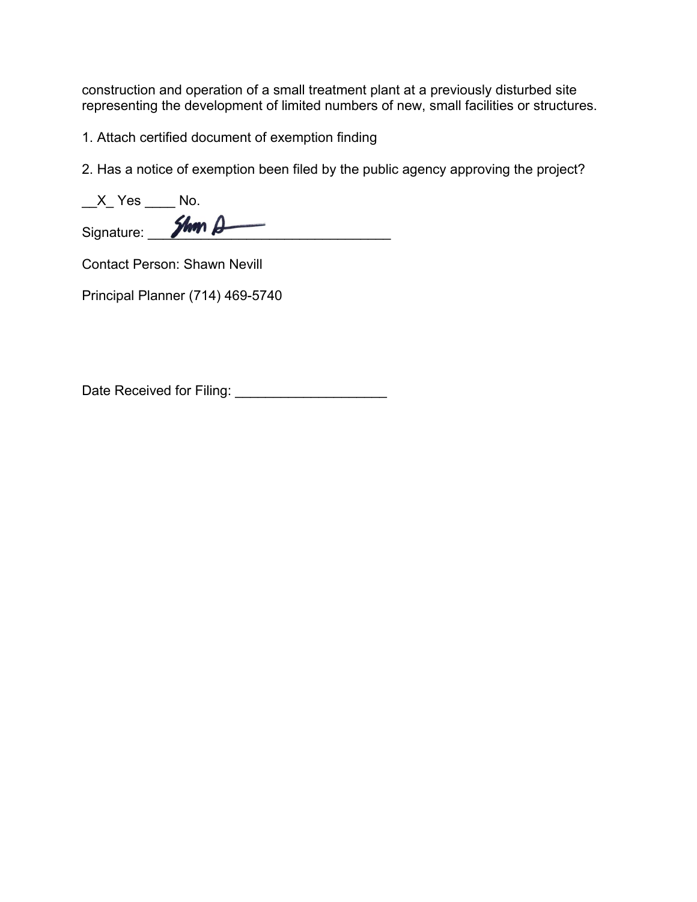construction and operation of a small treatment plant at a previously disturbed site representing the development of limited numbers of new, small facilities or structures.

1. Attach certified document of exemption finding

2. Has a notice of exemption been filed by the public agency approving the project?

__X_ Yes ____ No.

Signature: ________________________________

Contact Person: Shawn Nevill

Principal Planner (714) 469-5740

Date Received for Filing: ____________________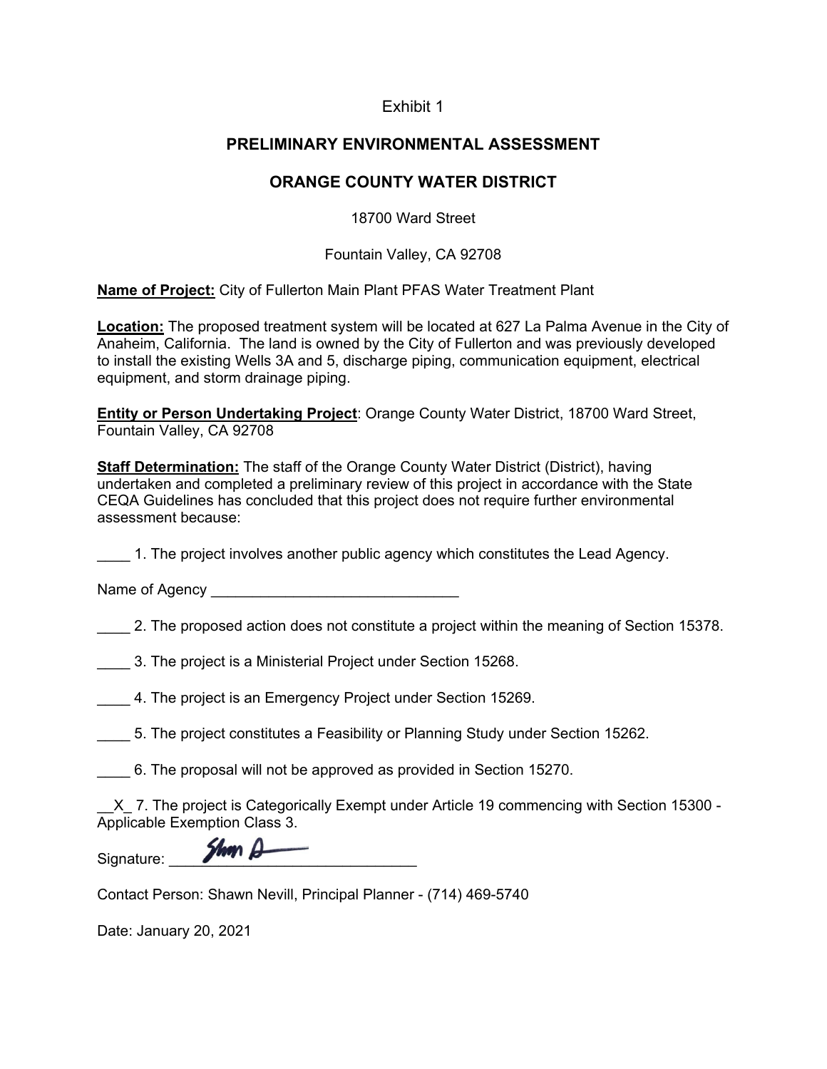Exhibit 1

## PRELIMINARY ENVIRONMENTAL ASSESSMENT

## ORANGE COUNTY WATER DISTRICT

18700 Ward Street

Fountain Valley, CA 92708

**Name of Project:** City of Fullerton Main Plant PFAS Water Treatment Plant

**Location:** The proposed treatment system will be located at 627 La Palma Avenue in the City of Anaheim, California. The land is owned by the City of Fullerton and was previously developed to install the existing Wells 3A and 5, discharge piping, communication equipment, electrical equipment, and storm drainage piping.

**Entity or Person Undertaking Project**: Orange County Water District, 18700 Ward Street, Fountain Valley, CA 92708

**Staff Determination:** The staff of the Orange County Water District (District), having undertaken and completed a preliminary review of this project in accordance with the State CEQA Guidelines has concluded that this project does not require further environmental assessment because:

____ 1. The project involves another public agency which constitutes the Lead Agency.

Name of Agency ______________________________

____ 2. The proposed action does not constitute a project within the meaning of Section 15378.

____ 3. The project is a Ministerial Project under Section 15268.

____ 4. The project is an Emergency Project under Section 15269.

____ 5. The project constitutes a Feasibility or Planning Study under Section 15262.

____ 6. The proposal will not be approved as provided in Section 15270.

__X_ 7. The project is Categorically Exempt under Article 19 commencing with Section 15300 - Applicable Exemption Class 3.

Signature: ______________________________

Contact Person: Shawn Nevill, Principal Planner - (714) 469-5740

Date: January 20, 2021